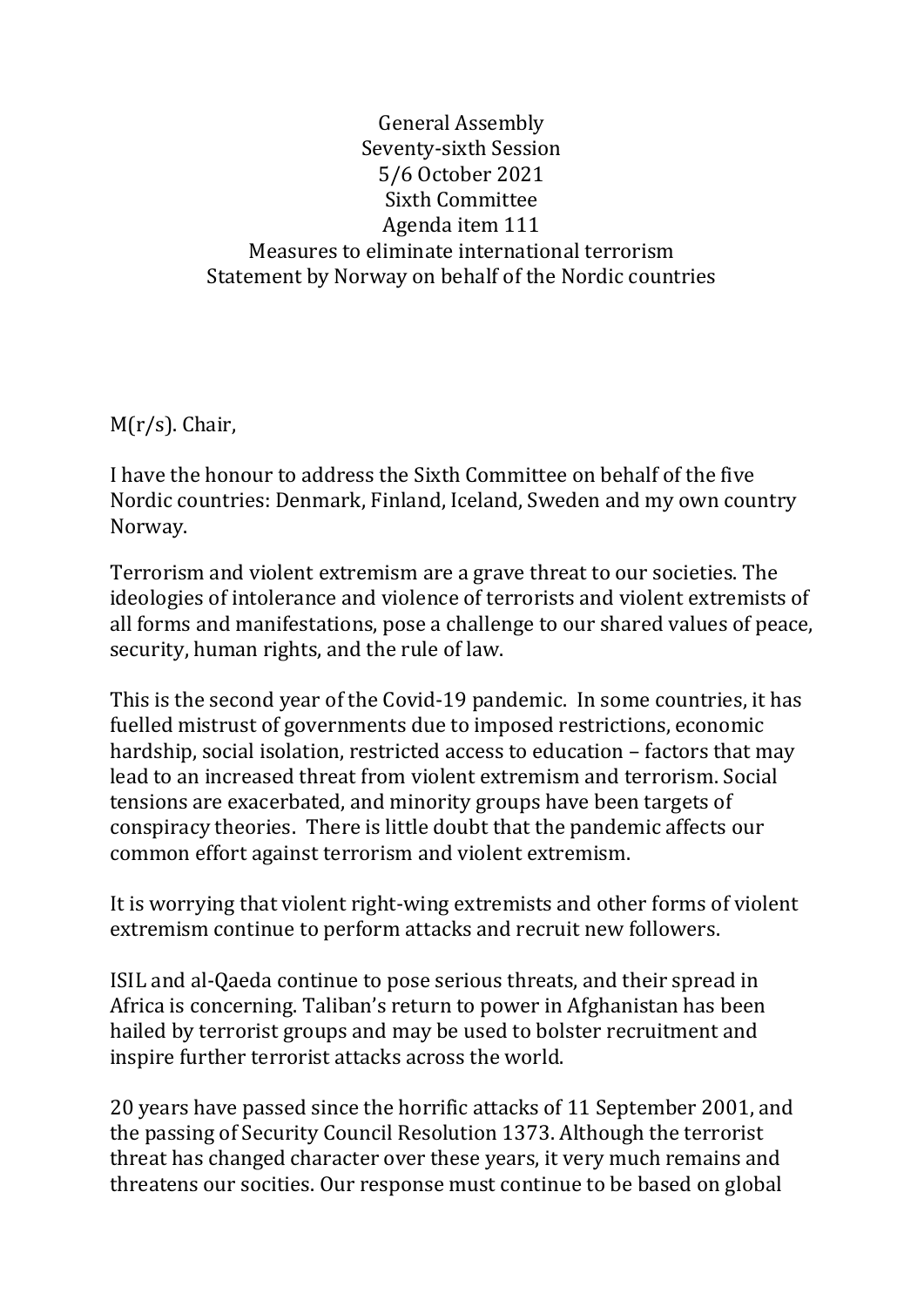General Assembly
Seventy-sixth Session
5/6 October 2021
Sixth Committee
Agenda item 111
Measures to eliminate international terrorism
Statement by Norway on behalf of the Nordic countries

M(r/s). Chair,

I have the honour to address the Sixth Committee on behalf of the five Nordic countries: Denmark, Finland, Iceland, Sweden and my own country Norway.

Terrorism and violent extremism are a grave threat to our societies. The ideologies of intolerance and violence of terrorists and violent extremists of all forms and manifestations, pose a challenge to our shared values of peace, security, human rights, and the rule of law.

This is the second year of the Covid-19 pandemic. In some countries, it has fuelled mistrust of governments due to imposed restrictions, economic hardship, social isolation, restricted access to education – factors that may lead to an increased threat from violent extremism and terrorism. Social tensions are exacerbated, and minority groups have been targets of conspiracy theories. There is little doubt that the pandemic affects our common effort against terrorism and violent extremism.

It is worrying that violent right-wing extremists and other forms of violent extremism continue to perform attacks and recruit new followers.

ISIL and al-Qaeda continue to pose serious threats, and their spread in Africa is concerning. Taliban's return to power in Afghanistan has been hailed by terrorist groups and may be used to bolster recruitment and inspire further terrorist attacks across the world.

20 years have passed since the horrific attacks of 11 September 2001, and the passing of Security Council Resolution 1373. Although the terrorist threat has changed character over these years, it very much remains and threatens our socities. Our response must continue to be based on global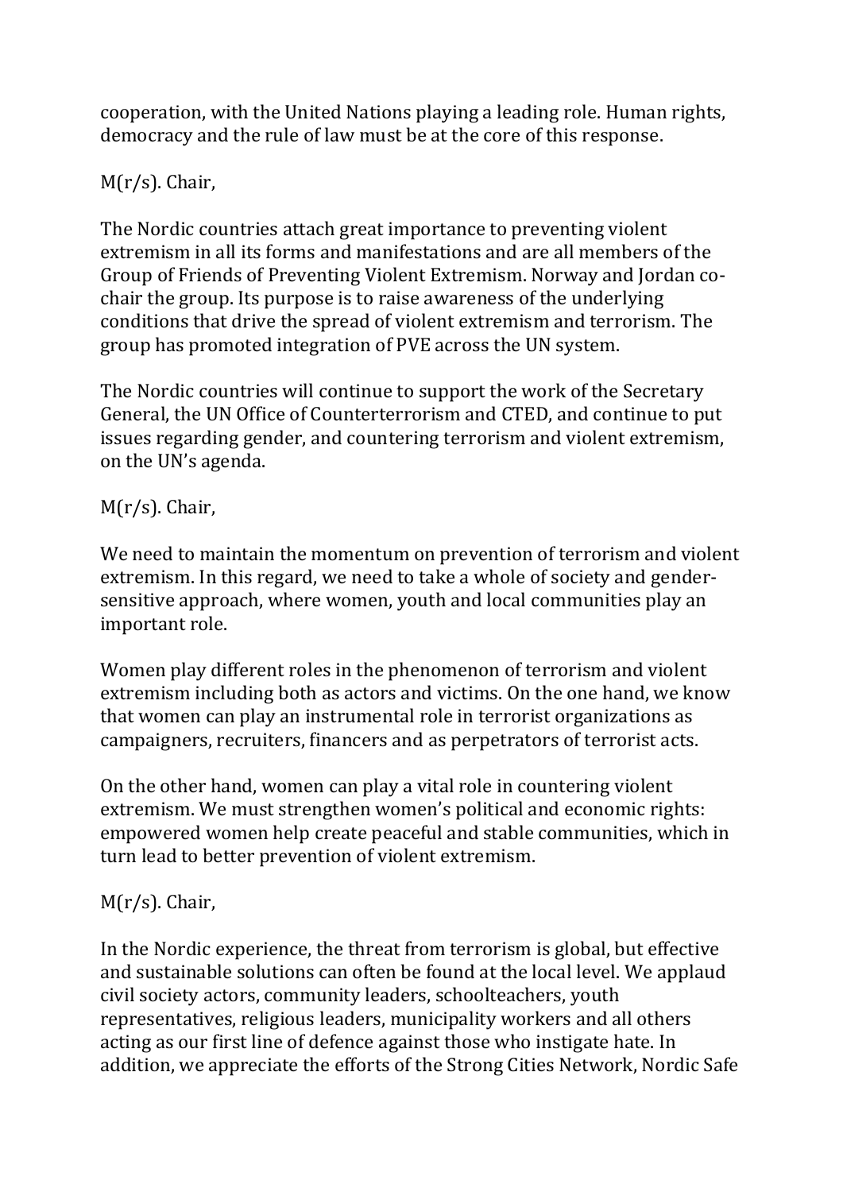cooperation, with the United Nations playing a leading role. Human rights, democracy and the rule of law must be at the core of this response.

M(r/s). Chair,

The Nordic countries attach great importance to preventing violent extremism in all its forms and manifestations and are all members of the Group of Friends of Preventing Violent Extremism. Norway and Jordan co-chair the group. Its purpose is to raise awareness of the underlying conditions that drive the spread of violent extremism and terrorism. The group has promoted integration of PVE across the UN system.

The Nordic countries will continue to support the work of the Secretary General, the UN Office of Counterterrorism and CTED, and continue to put issues regarding gender, and countering terrorism and violent extremism, on the UN's agenda.

M(r/s). Chair,

We need to maintain the momentum on prevention of terrorism and violent extremism. In this regard, we need to take a whole of society and gender-sensitive approach, where women, youth and local communities play an important role.

Women play different roles in the phenomenon of terrorism and violent extremism including both as actors and victims. On the one hand, we know that women can play an instrumental role in terrorist organizations as campaigners, recruiters, financers and as perpetrators of terrorist acts.

On the other hand, women can play a vital role in countering violent extremism. We must strengthen women's political and economic rights: empowered women help create peaceful and stable communities, which in turn lead to better prevention of violent extremism.

M(r/s). Chair,

In the Nordic experience, the threat from terrorism is global, but effective and sustainable solutions can often be found at the local level. We applaud civil society actors, community leaders, schoolteachers, youth representatives, religious leaders, municipality workers and all others acting as our first line of defence against those who instigate hate. In addition, we appreciate the efforts of the Strong Cities Network, Nordic Safe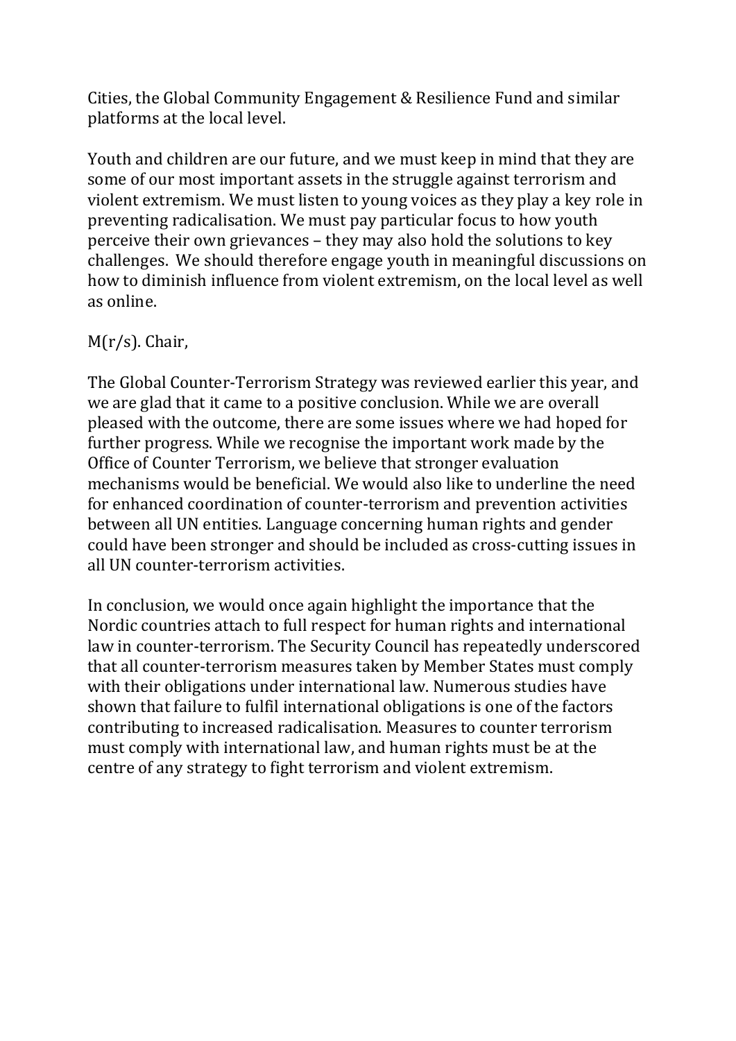Cities, the Global Community Engagement & Resilience Fund and similar platforms at the local level.

Youth and children are our future, and we must keep in mind that they are some of our most important assets in the struggle against terrorism and violent extremism. We must listen to young voices as they play a key role in preventing radicalisation. We must pay particular focus to how youth perceive their own grievances – they may also hold the solutions to key challenges. We should therefore engage youth in meaningful discussions on how to diminish influence from violent extremism, on the local level as well as online.

M(r/s). Chair,

The Global Counter-Terrorism Strategy was reviewed earlier this year, and we are glad that it came to a positive conclusion. While we are overall pleased with the outcome, there are some issues where we had hoped for further progress. While we recognise the important work made by the Office of Counter Terrorism, we believe that stronger evaluation mechanisms would be beneficial. We would also like to underline the need for enhanced coordination of counter-terrorism and prevention activities between all UN entities. Language concerning human rights and gender could have been stronger and should be included as cross-cutting issues in all UN counter-terrorism activities.

In conclusion, we would once again highlight the importance that the Nordic countries attach to full respect for human rights and international law in counter-terrorism. The Security Council has repeatedly underscored that all counter-terrorism measures taken by Member States must comply with their obligations under international law. Numerous studies have shown that failure to fulfil international obligations is one of the factors contributing to increased radicalisation. Measures to counter terrorism must comply with international law, and human rights must be at the centre of any strategy to fight terrorism and violent extremism.